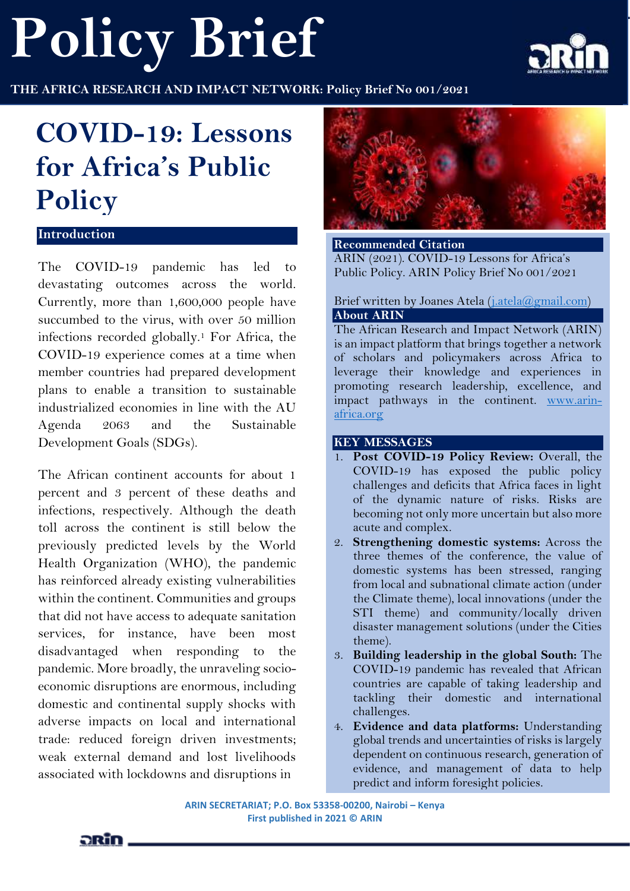# Policy Brief

**THE AFRICA RESEARCH AND IMPACT NETWORK: Policy Brief No 001/2021**

# COVID-19: Lessons for Africa's Public Policy

## Introduction

The COVID-19 pandemic has led to devastating outcomes across the world. Currently, more than 1,600,000 people have succumbed to the virus, with over 50 million infections recorded globally.[1] For Africa, the COVID-19 experience comes at a time when member countries had prepared development plans to enable a transition to sustainable industrialized economies in line with the AU Agenda 2063 and the Sustainable Development Goals (SDGs).

The African continent accounts for about 1 percent and 3 percent of these deaths and infections, respectively. Although the death toll across the continent is still below the previously predicted levels by the World Health Organization (WHO), the pandemic has reinforced already existing vulnerabilities within the continent. Communities and groups that did not have access to adequate sanitation services, for instance, have been most disadvantaged when responding to the pandemic. More broadly, the unraveling socio-economic disruptions are enormous, including domestic and continental supply shocks with adverse impacts on local and international trade: reduced foreign driven investments; weak external demand and lost livelihoods associated with lockdowns and disruptions in

### Recommended Citation

ARIN (2021). COVID-19 Lessons for Africa's Public Policy. ARIN Policy Brief No 001/2021

Brief written by Joanes Atela (j.atela@gmail.com)

### About ARIN

The African Research and Impact Network (ARIN) is an impact platform that brings together a network of scholars and policymakers across Africa to leverage their knowledge and experiences in promoting research leadership, excellence, and impact pathways in the continent. www.arin-africa.org

### KEY MESSAGES

1. **Post COVID-19 Policy Review:** Overall, the COVID-19 has exposed the public policy challenges and deficits that Africa faces in light of the dynamic nature of risks. Risks are becoming not only more uncertain but also more acute and complex.
2. **Strengthening domestic systems:** Across the three themes of the conference, the value of domestic systems has been stressed, ranging from local and subnational climate action (under the Climate theme), local innovations (under the STI theme) and community/locally driven disaster management solutions (under the Cities theme).
3. **Building leadership in the global South:** The COVID-19 pandemic has revealed that African countries are capable of taking leadership and tackling their domestic and international challenges.
4. **Evidence and data platforms:** Understanding global trends and uncertainties of risks is largely dependent on continuous research, generation of evidence, and management of data to help predict and inform foresight policies.

ARIN SECRETARIAT; P.O. Box 53358-00200, Nairobi – Kenya
First published in 2021 © ARIN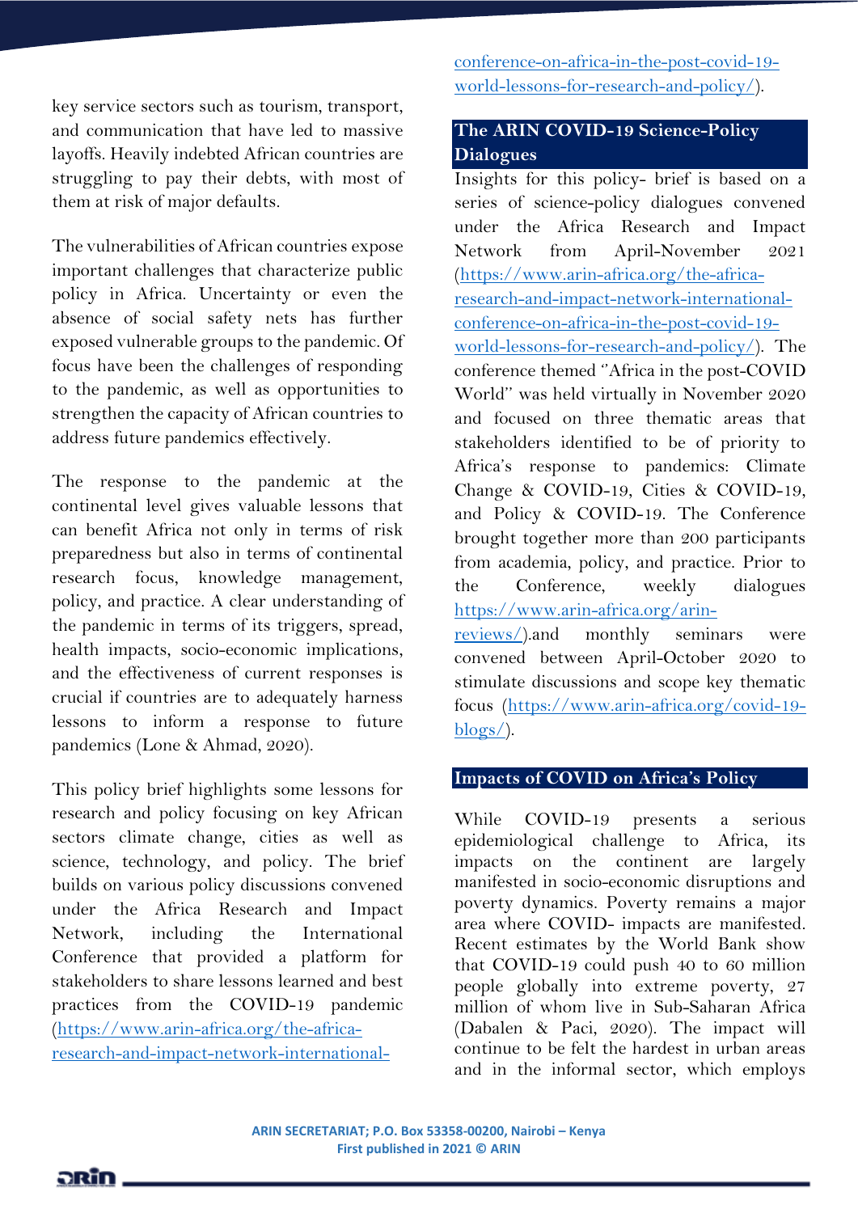key service sectors such as tourism, transport, and communication that have led to massive layoffs. Heavily indebted African countries are struggling to pay their debts, with most of them at risk of major defaults.

The vulnerabilities of African countries expose important challenges that characterize public policy in Africa. Uncertainty or even the absence of social safety nets has further exposed vulnerable groups to the pandemic. Of focus have been the challenges of responding to the pandemic, as well as opportunities to strengthen the capacity of African countries to address future pandemics effectively.

The response to the pandemic at the continental level gives valuable lessons that can benefit Africa not only in terms of risk preparedness but also in terms of continental research focus, knowledge management, policy, and practice. A clear understanding of the pandemic in terms of its triggers, spread, health impacts, socio-economic implications, and the effectiveness of current responses is crucial if countries are to adequately harness lessons to inform a response to future pandemics (Lone & Ahmad, 2020).

This policy brief highlights some lessons for research and policy focusing on key African sectors climate change, cities as well as science, technology, and policy. The brief builds on various policy discussions convened under the Africa Research and Impact Network, including the International Conference that provided a platform for stakeholders to share lessons learned and best practices from the COVID-19 pandemic (https://www.arin-africa.org/the-africa-research-and-impact-network-international-conference-on-africa-in-the-post-covid-19-world-lessons-for-research-and-policy/).

## The ARIN COVID-19 Science-Policy Dialogues

Insights for this policy- brief is based on a series of science-policy dialogues convened under the Africa Research and Impact Network from April-November 2021 (https://www.arin-africa.org/the-africa-research-and-impact-network-international-conference-on-africa-in-the-post-covid-19-world-lessons-for-research-and-policy/). The conference themed "Africa in the post-COVID World" was held virtually in November 2020 and focused on three thematic areas that stakeholders identified to be of priority to Africa's response to pandemics: Climate Change & COVID-19, Cities & COVID-19, and Policy & COVID-19. The Conference brought together more than 200 participants from academia, policy, and practice. Prior to the Conference, weekly dialogues https://www.arin-africa.org/arin-reviews/).and monthly seminars were convened between April-October 2020 to stimulate discussions and scope key thematic focus (https://www.arin-africa.org/covid-19-blogs/).

## Impacts of COVID on Africa's Policy

While COVID-19 presents a serious epidemiological challenge to Africa, its impacts on the continent are largely manifested in socio-economic disruptions and poverty dynamics. Poverty remains a major area where COVID- impacts are manifested. Recent estimates by the World Bank show that COVID-19 could push 40 to 60 million people globally into extreme poverty, 27 million of whom live in Sub-Saharan Africa (Dabalen & Paci, 2020). The impact will continue to be felt the hardest in urban areas and in the informal sector, which employs

ARIN SECRETARIAT; P.O. Box 53358-00200, Nairobi – Kenya
First published in 2021 © ARIN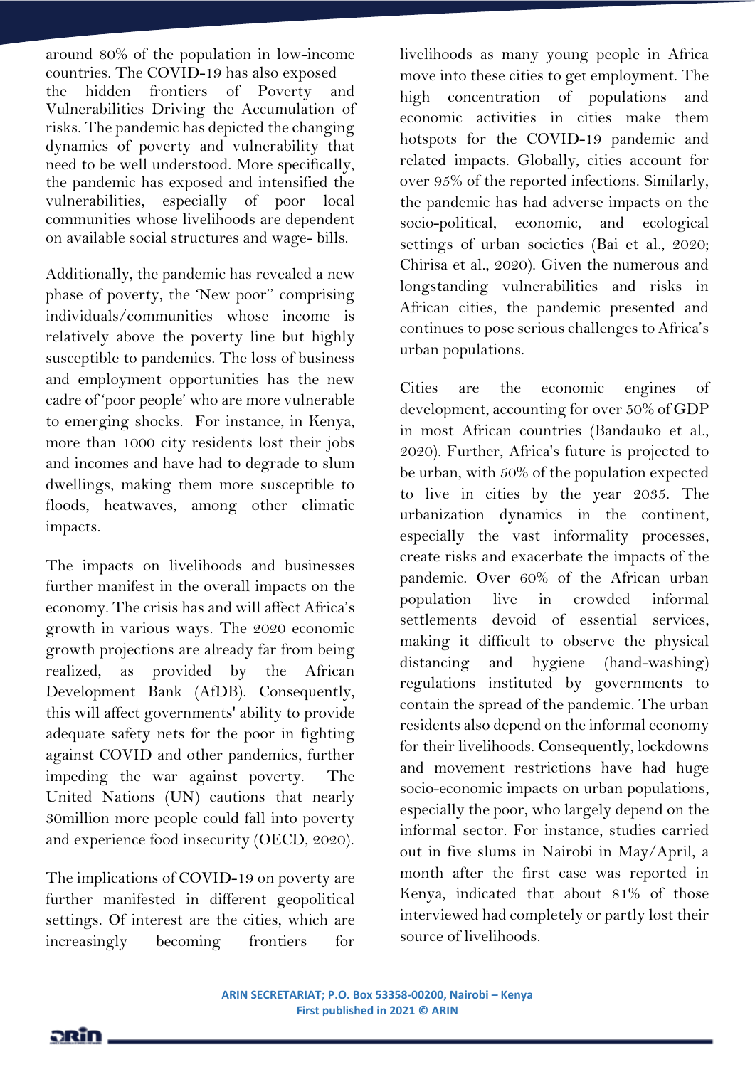around 80% of the population in low-income countries. The COVID-19 has also exposed the hidden frontiers of Poverty and Vulnerabilities Driving the Accumulation of risks. The pandemic has depicted the changing dynamics of poverty and vulnerability that need to be well understood. More specifically, the pandemic has exposed and intensified the vulnerabilities, especially of poor local communities whose livelihoods are dependent on available social structures and wage- bills.

Additionally, the pandemic has revealed a new phase of poverty, the 'New poor" comprising individuals/communities whose income is relatively above the poverty line but highly susceptible to pandemics. The loss of business and employment opportunities has the new cadre of 'poor people' who are more vulnerable to emerging shocks. For instance, in Kenya, more than 1000 city residents lost their jobs and incomes and have had to degrade to slum dwellings, making them more susceptible to floods, heatwaves, among other climatic impacts.

The impacts on livelihoods and businesses further manifest in the overall impacts on the economy. The crisis has and will affect Africa's growth in various ways. The 2020 economic growth projections are already far from being realized, as provided by the African Development Bank (AfDB). Consequently, this will affect governments' ability to provide adequate safety nets for the poor in fighting against COVID and other pandemics, further impeding the war against poverty. The United Nations (UN) cautions that nearly 30million more people could fall into poverty and experience food insecurity (OECD, 2020).

The implications of COVID-19 on poverty are further manifested in different geopolitical settings. Of interest are the cities, which are increasingly becoming frontiers for livelihoods as many young people in Africa move into these cities to get employment. The high concentration of populations and economic activities in cities make them hotspots for the COVID-19 pandemic and related impacts. Globally, cities account for over 95% of the reported infections. Similarly, the pandemic has had adverse impacts on the socio-political, economic, and ecological settings of urban societies (Bai et al., 2020; Chirisa et al., 2020). Given the numerous and longstanding vulnerabilities and risks in African cities, the pandemic presented and continues to pose serious challenges to Africa's urban populations.

Cities are the economic engines of development, accounting for over 50% of GDP in most African countries (Bandauko et al., 2020). Further, Africa's future is projected to be urban, with 50% of the population expected to live in cities by the year 2035. The urbanization dynamics in the continent, especially the vast informality processes, create risks and exacerbate the impacts of the pandemic. Over 60% of the African urban population live in crowded informal settlements devoid of essential services, making it difficult to observe the physical distancing and hygiene (hand-washing) regulations instituted by governments to contain the spread of the pandemic. The urban residents also depend on the informal economy for their livelihoods. Consequently, lockdowns and movement restrictions have had huge socio-economic impacts on urban populations, especially the poor, who largely depend on the informal sector. For instance, studies carried out in five slums in Nairobi in May/April, a month after the first case was reported in Kenya, indicated that about 81% of those interviewed had completely or partly lost their source of livelihoods.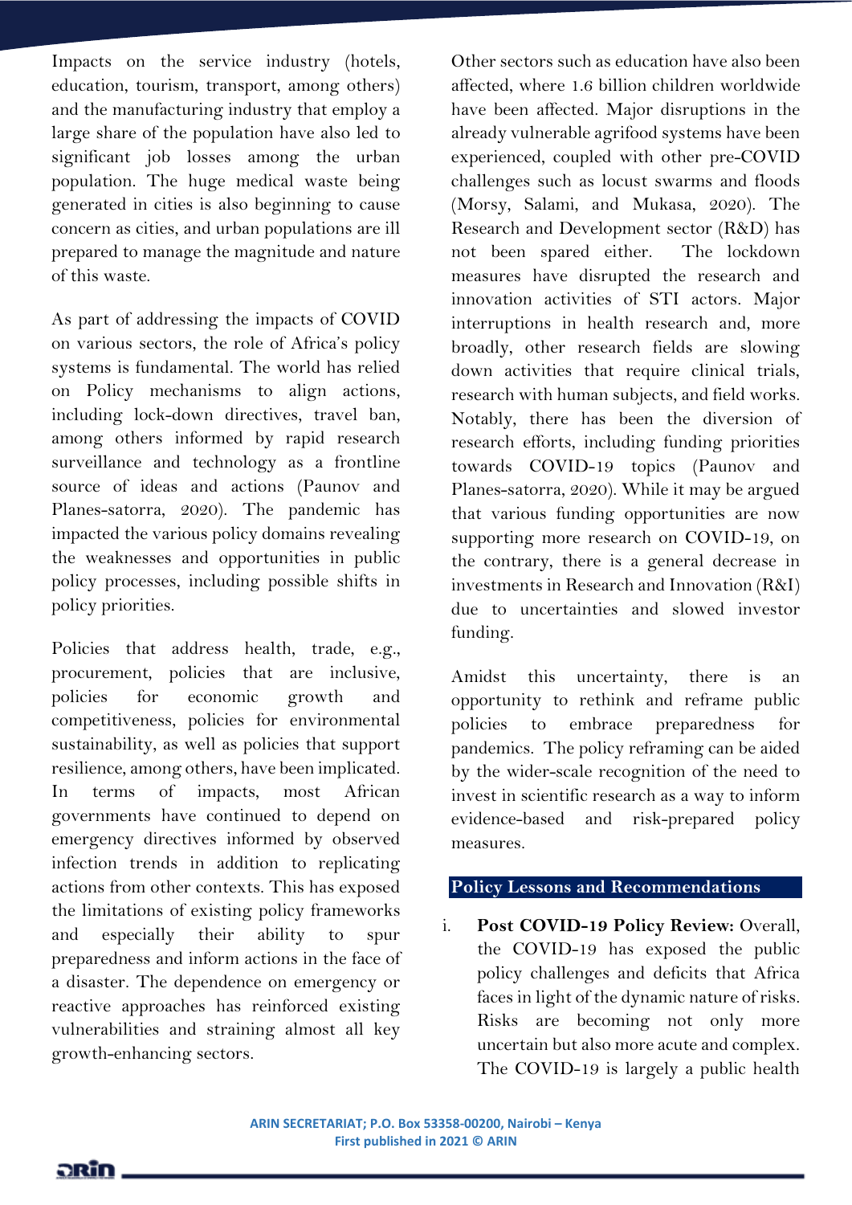Impacts on the service industry (hotels, education, tourism, transport, among others) and the manufacturing industry that employ a large share of the population have also led to significant job losses among the urban population. The huge medical waste being generated in cities is also beginning to cause concern as cities, and urban populations are ill prepared to manage the magnitude and nature of this waste.

As part of addressing the impacts of COVID on various sectors, the role of Africa's policy systems is fundamental. The world has relied on Policy mechanisms to align actions, including lock-down directives, travel ban, among others informed by rapid research surveillance and technology as a frontline source of ideas and actions (Paunov and Planes-satorra, 2020). The pandemic has impacted the various policy domains revealing the weaknesses and opportunities in public policy processes, including possible shifts in policy priorities.

Policies that address health, trade, e.g., procurement, policies that are inclusive, policies for economic growth and competitiveness, policies for environmental sustainability, as well as policies that support resilience, among others, have been implicated. In terms of impacts, most African governments have continued to depend on emergency directives informed by observed infection trends in addition to replicating actions from other contexts. This has exposed the limitations of existing policy frameworks and especially their ability to spur preparedness and inform actions in the face of a disaster. The dependence on emergency or reactive approaches has reinforced existing vulnerabilities and straining almost all key growth-enhancing sectors.

Other sectors such as education have also been affected, where 1.6 billion children worldwide have been affected. Major disruptions in the already vulnerable agrifood systems have been experienced, coupled with other pre-COVID challenges such as locust swarms and floods (Morsy, Salami, and Mukasa, 2020). The Research and Development sector (R&D) has not been spared either. The lockdown measures have disrupted the research and innovation activities of STI actors. Major interruptions in health research and, more broadly, other research fields are slowing down activities that require clinical trials, research with human subjects, and field works. Notably, there has been the diversion of research efforts, including funding priorities towards COVID-19 topics (Paunov and Planes-satorra, 2020). While it may be argued that various funding opportunities are now supporting more research on COVID-19, on the contrary, there is a general decrease in investments in Research and Innovation (R&I) due to uncertainties and slowed investor funding.

Amidst this uncertainty, there is an opportunity to rethink and reframe public policies to embrace preparedness for pandemics. The policy reframing can be aided by the wider-scale recognition of the need to invest in scientific research as a way to inform evidence-based and risk-prepared policy measures.

## Policy Lessons and Recommendations

i. **Post COVID-19 Policy Review:** Overall, the COVID-19 has exposed the public policy challenges and deficits that Africa faces in light of the dynamic nature of risks. Risks are becoming not only more uncertain but also more acute and complex. The COVID-19 is largely a public health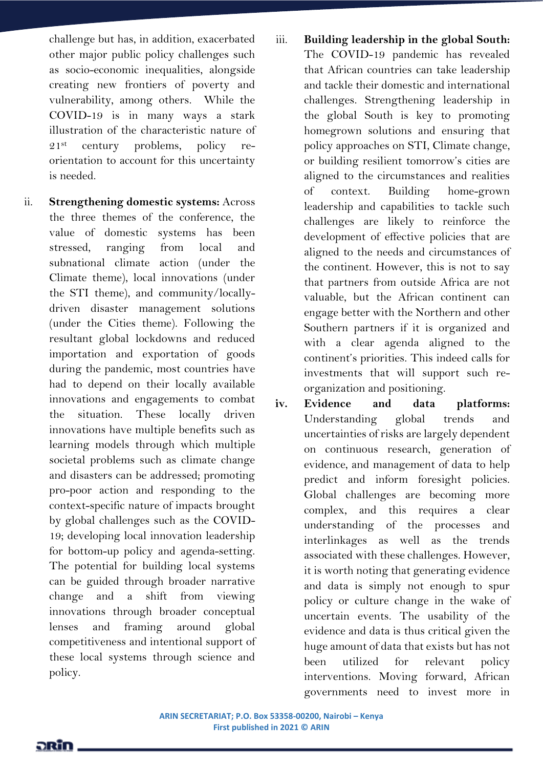challenge but has, in addition, exacerbated other major public policy challenges such as socio-economic inequalities, alongside creating new frontiers of poverty and vulnerability, among others. While the COVID-19 is in many ways a stark illustration of the characteristic nature of 21st century problems, policy re-orientation to account for this uncertainty is needed.

ii. **Strengthening domestic systems:** Across the three themes of the conference, the value of domestic systems has been stressed, ranging from local and subnational climate action (under the Climate theme), local innovations (under the STI theme), and community/locally-driven disaster management solutions (under the Cities theme). Following the resultant global lockdowns and reduced importation and exportation of goods during the pandemic, most countries have had to depend on their locally available innovations and engagements to combat the situation. These locally driven innovations have multiple benefits such as learning models through which multiple societal problems such as climate change and disasters can be addressed; promoting pro-poor action and responding to the context-specific nature of impacts brought by global challenges such as the COVID-19; developing local innovation leadership for bottom-up policy and agenda-setting. The potential for building local systems can be guided through broader narrative change and a shift from viewing innovations through broader conceptual lenses and framing around global competitiveness and intentional support of these local systems through science and policy.

iii. **Building leadership in the global South:** The COVID-19 pandemic has revealed that African countries can take leadership and tackle their domestic and international challenges. Strengthening leadership in the global South is key to promoting homegrown solutions and ensuring that policy approaches on STI, Climate change, or building resilient tomorrow's cities are aligned to the circumstances and realities of context. Building home-grown leadership and capabilities to tackle such challenges are likely to reinforce the development of effective policies that are aligned to the needs and circumstances of the continent. However, this is not to say that partners from outside Africa are not valuable, but the African continent can engage better with the Northern and other Southern partners if it is organized and with a clear agenda aligned to the continent's priorities. This indeed calls for investments that will support such re-organization and positioning.

iv. **Evidence and data platforms:** Understanding global trends and uncertainties of risks are largely dependent on continuous research, generation of evidence, and management of data to help predict and inform foresight policies. Global challenges are becoming more complex, and this requires a clear understanding of the processes and interlinkages as well as the trends associated with these challenges. However, it is worth noting that generating evidence and data is simply not enough to spur policy or culture change in the wake of uncertain events. The usability of the evidence and data is thus critical given the huge amount of data that exists but has not been utilized for relevant policy interventions. Moving forward, African governments need to invest more in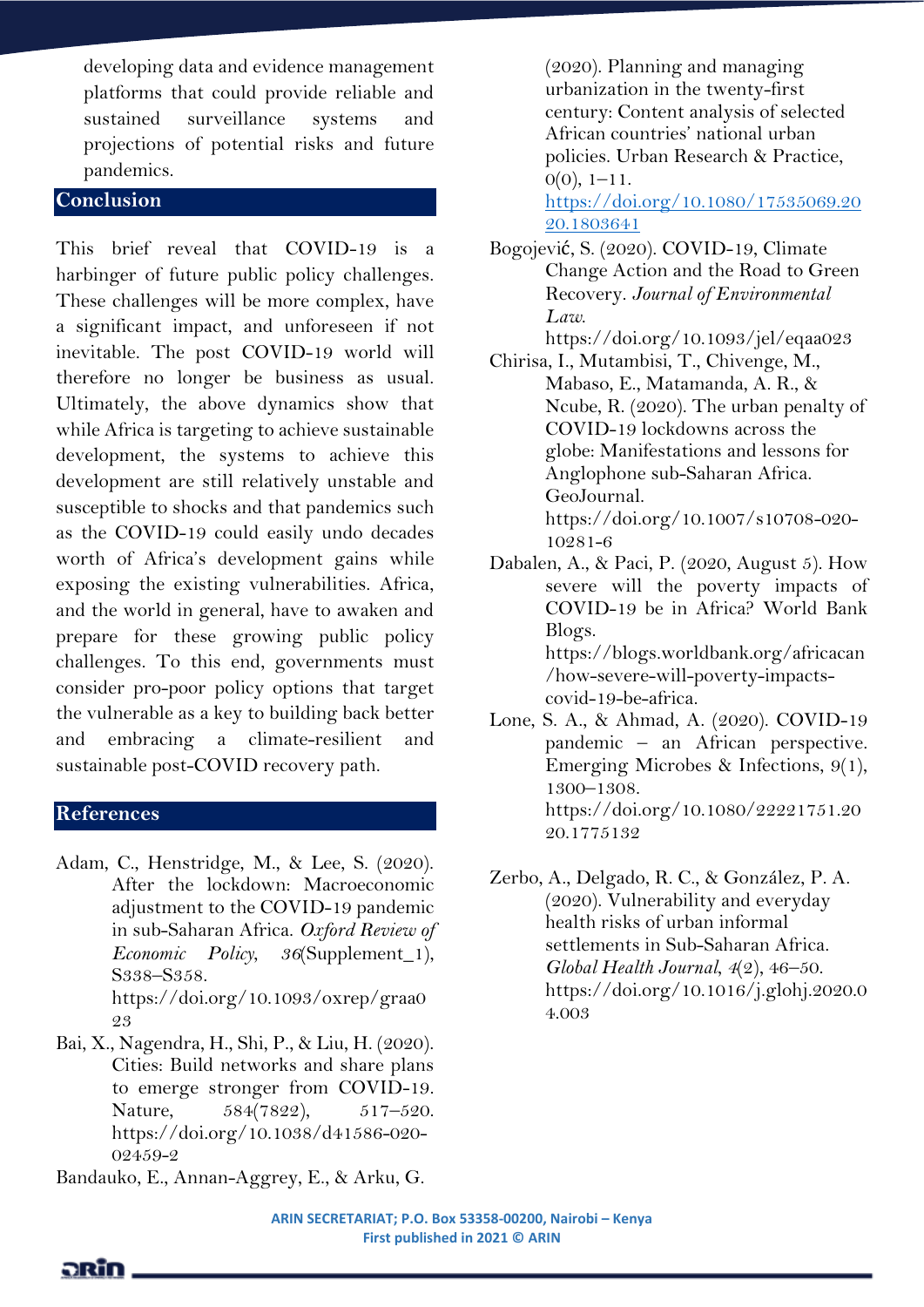developing data and evidence management platforms that could provide reliable and sustained surveillance systems and projections of potential risks and future pandemics.

## Conclusion

This brief reveal that COVID-19 is a harbinger of future public policy challenges. These challenges will be more complex, have a significant impact, and unforeseen if not inevitable. The post COVID-19 world will therefore no longer be business as usual. Ultimately, the above dynamics show that while Africa is targeting to achieve sustainable development, the systems to achieve this development are still relatively unstable and susceptible to shocks and that pandemics such as the COVID-19 could easily undo decades worth of Africa's development gains while exposing the existing vulnerabilities. Africa, and the world in general, have to awaken and prepare for these growing public policy challenges. To this end, governments must consider pro-poor policy options that target the vulnerable as a key to building back better and embracing a climate-resilient and sustainable post-COVID recovery path.

## References

Adam, C., Henstridge, M., & Lee, S. (2020). After the lockdown: Macroeconomic adjustment to the COVID-19 pandemic in sub-Saharan Africa. *Oxford Review of Economic Policy, 36*(Supplement_1), S338–S358. https://doi.org/10.1093/oxrep/graa023

Bai, X., Nagendra, H., Shi, P., & Liu, H. (2020). Cities: Build networks and share plans to emerge stronger from COVID-19. Nature, 584(7822), 517–520. https://doi.org/10.1038/d41586-020-02459-2

Bandauko, E., Annan-Aggrey, E., & Arku, G. (2020). Planning and managing urbanization in the twenty-first century: Content analysis of selected African countries' national urban policies. Urban Research & Practice, 0(0), 1–11. https://doi.org/10.1080/17535069.2020.1803641

Bogojević, S. (2020). COVID-19, Climate Change Action and the Road to Green Recovery. *Journal of Environmental Law.* https://doi.org/10.1093/jel/eqaa023

Chirisa, I., Mutambisi, T., Chivenge, M., Mabaso, E., Matamanda, A. R., & Ncube, R. (2020). The urban penalty of COVID-19 lockdowns across the globe: Manifestations and lessons for Anglophone sub-Saharan Africa. GeoJournal. https://doi.org/10.1007/s10708-020-10281-6

Dabalen, A., & Paci, P. (2020, August 5). How severe will the poverty impacts of COVID-19 be in Africa? World Bank Blogs. https://blogs.worldbank.org/africacan/how-severe-will-poverty-impacts-covid-19-be-africa.

Lone, S. A., & Ahmad, A. (2020). COVID-19 pandemic – an African perspective. Emerging Microbes & Infections, 9(1), 1300–1308. https://doi.org/10.1080/22221751.2020.1775132

Zerbo, A., Delgado, R. C., & González, P. A. (2020). Vulnerability and everyday health risks of urban informal settlements in Sub-Saharan Africa. *Global Health Journal, 4*(2), 46–50. https://doi.org/10.1016/j.glohj.2020.04.003

ARIN SECRETARIAT; P.O. Box 53358-00200, Nairobi – Kenya
First published in 2021 © ARIN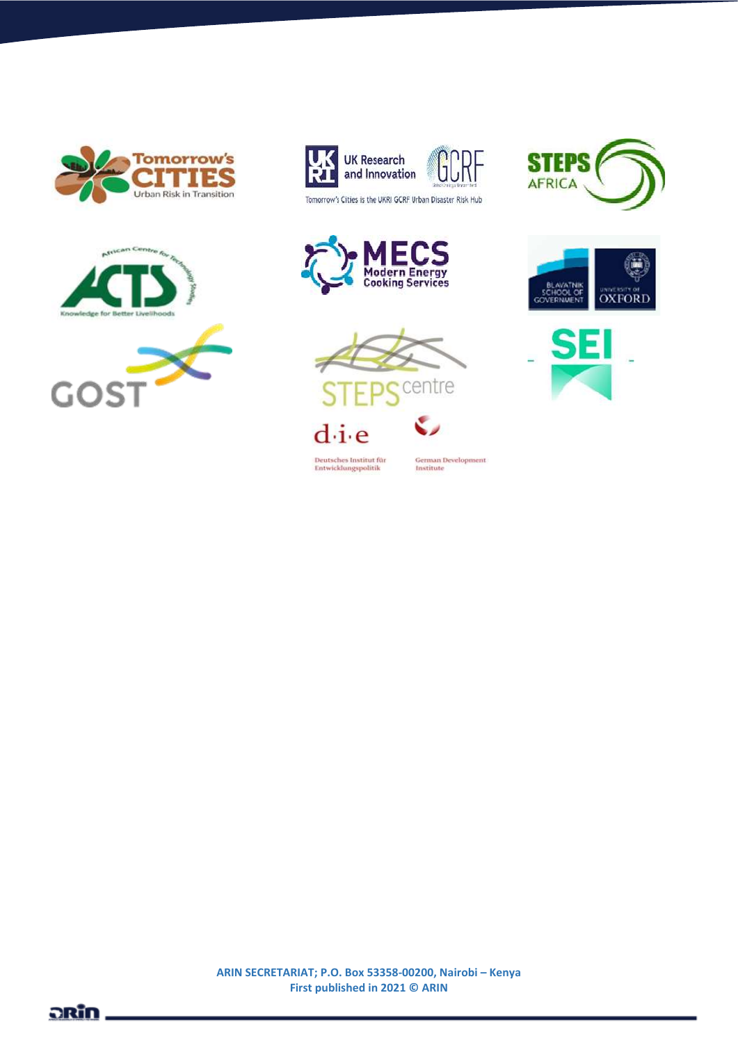**ARIN SECRETARIAT; P.O. Box 53358-00200, Nairobi – Kenya**
**First published in 2021 © ARIN**